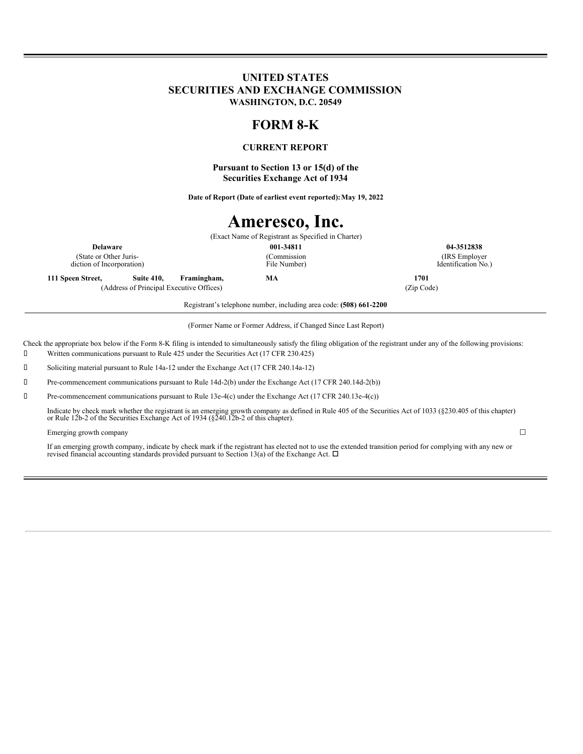# UNITED STATES
# SECURITIES AND EXCHANGE COMMISSION
**WASHINGTON, D.C. 20549**

# FORM 8-K

**CURRENT REPORT**

**Pursuant to Section 13 or 15(d) of the Securities Exchange Act of 1934**

**Date of Report (Date of earliest event reported): May 19, 2022**

# Ameresco, Inc.

(Exact Name of Registrant as Specified in Charter)

| **Delaware** | **001-34811** | **04-3512838** |
|---|---|---|
| (State or Other Jurisdiction of Incorporation) | (Commission File Number) | (IRS Employer Identification No.) |

| **111 Speen Street, Suite 410, Framingham, MA** | **1701** |
|---|---|
| (Address of Principal Executive Offices) | (Zip Code) |

Registrant's telephone number, including area code: **(508) 661-2200**

(Former Name or Former Address, if Changed Since Last Report)

Check the appropriate box below if the Form 8-K filing is intended to simultaneously satisfy the filing obligation of the registrant under any of the following provisions:

☐ Written communications pursuant to Rule 425 under the Securities Act (17 CFR 230.425)

☐ Soliciting material pursuant to Rule 14a-12 under the Exchange Act (17 CFR 240.14a-12)

☐ Pre-commencement communications pursuant to Rule 14d-2(b) under the Exchange Act (17 CFR 240.14d-2(b))

☐ Pre-commencement communications pursuant to Rule 13e-4(c) under the Exchange Act (17 CFR 240.13e-4(c))

Indicate by check mark whether the registrant is an emerging growth company as defined in Rule 405 of the Securities Act of 1033 (§230.405 of this chapter) or Rule 12b-2 of the Securities Exchange Act of 1934 (§240.12b-2 of this chapter).

Emerging growth company ☐

If an emerging growth company, indicate by check mark if the registrant has elected not to use the extended transition period for complying with any new or revised financial accounting standards provided pursuant to Section 13(a) of the Exchange Act. ☐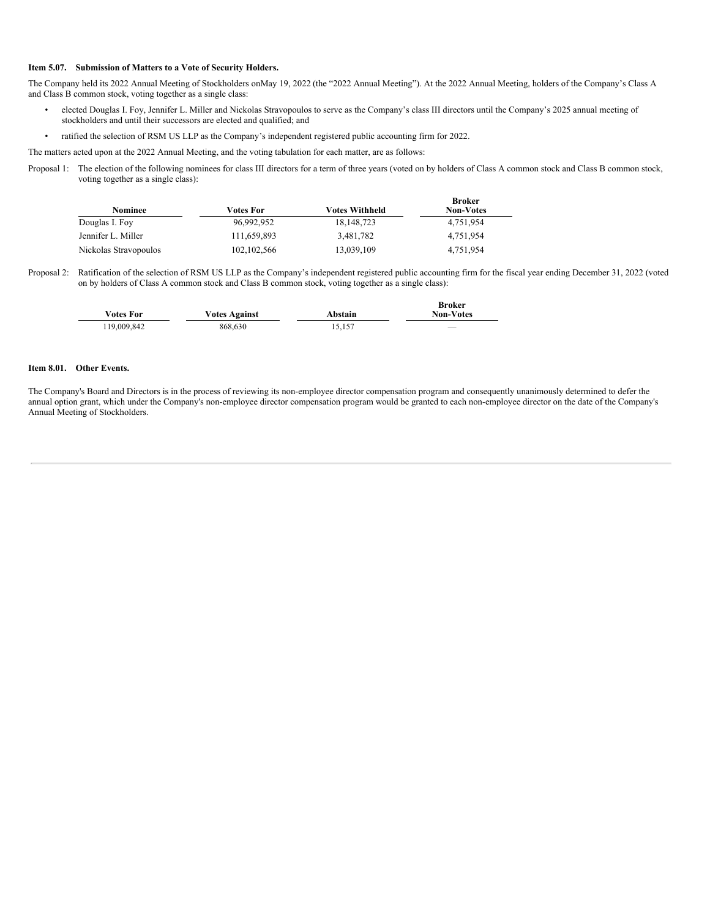**Item 5.07. Submission of Matters to a Vote of Security Holders.**

The Company held its 2022 Annual Meeting of Stockholders onMay 19, 2022 (the "2022 Annual Meeting"). At the 2022 Annual Meeting, holders of the Company's Class A and Class B common stock, voting together as a single class:

- elected Douglas I. Foy, Jennifer L. Miller and Nickolas Stravopoulos to serve as the Company's class III directors until the Company's 2025 annual meeting of stockholders and until their successors are elected and qualified; and
- ratified the selection of RSM US LLP as the Company's independent registered public accounting firm for 2022.

The matters acted upon at the 2022 Annual Meeting, and the voting tabulation for each matter, are as follows:

Proposal 1: The election of the following nominees for class III directors for a term of three years (voted on by holders of Class A common stock and Class B common stock, voting together as a single class):

| Nominee | Votes For | Votes Withheld | Broker Non-Votes |
|---|---|---|---|
| Douglas I. Foy | 96,992,952 | 18,148,723 | 4,751,954 |
| Jennifer L. Miller | 111,659,893 | 3,481,782 | 4,751,954 |
| Nickolas Stravopoulos | 102,102,566 | 13,039,109 | 4,751,954 |

Proposal 2: Ratification of the selection of RSM US LLP as the Company's independent registered public accounting firm for the fiscal year ending December 31, 2022 (voted on by holders of Class A common stock and Class B common stock, voting together as a single class):

| Votes For | Votes Against | Abstain | Broker Non-Votes |
|---|---|---|---|
| 119,009,842 | 868,630 | 15,157 | — |

**Item 8.01. Other Events.**

The Company's Board and Directors is in the process of reviewing its non-employee director compensation program and consequently unanimously determined to defer the annual option grant, which under the Company's non-employee director compensation program would be granted to each non-employee director on the date of the Company's Annual Meeting of Stockholders.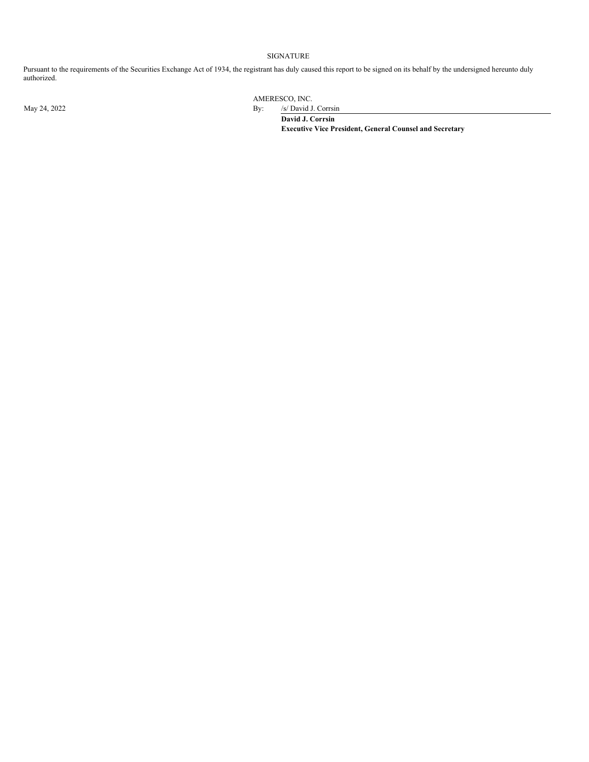SIGNATURE

Pursuant to the requirements of the Securities Exchange Act of 1934, the registrant has duly caused this report to be signed on its behalf by the undersigned hereunto duly authorized.

| | |
|---|---|
| | AMERESCO, INC. |
| May 24, 2022 | By: /s/ David J. Corrsin |
| | **David J. Corrsin** |
| | **Executive Vice President, General Counsel and Secretary** |